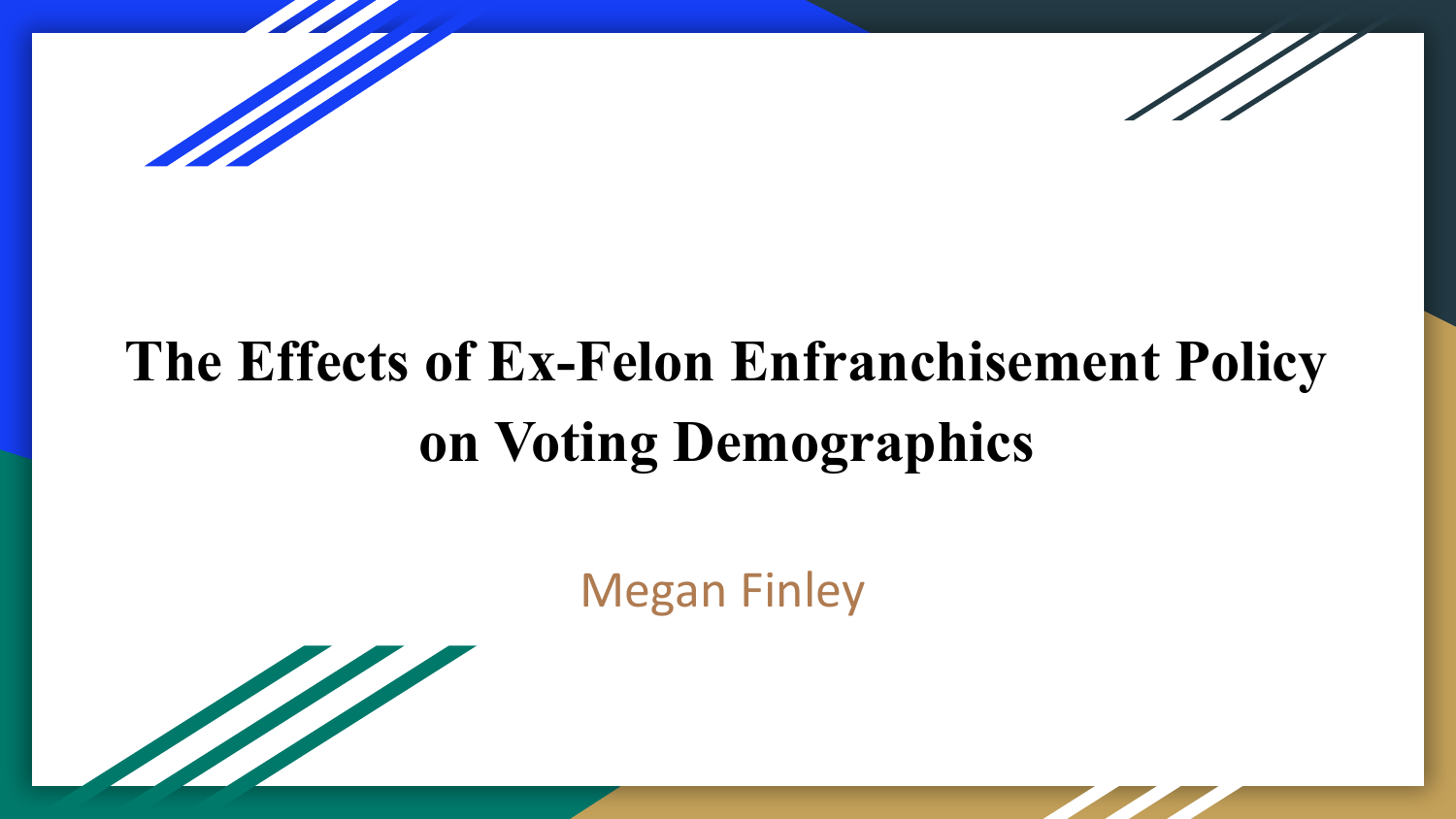# The Effects of Ex-Felon Enfranchisement Policy on Voting Demographics

Megan Finley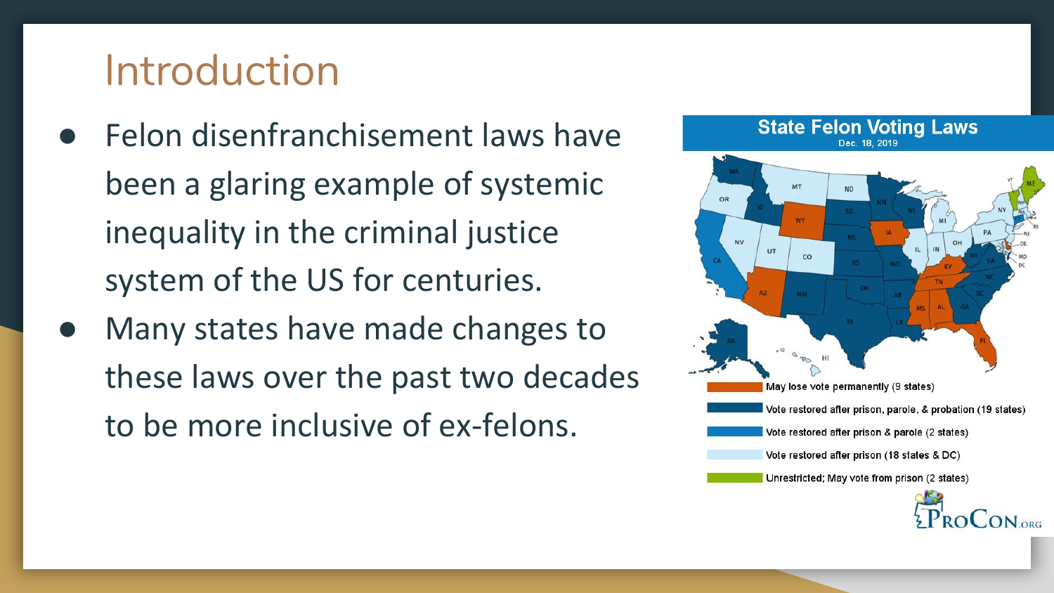# Introduction

- Felon disenfranchisement laws have been a glaring example of systemic inequality in the criminal justice system of the US for centuries.
- Many states have made changes to these laws over the past two decades to be more inclusive of ex-felons.

**State Felon Voting Laws**
Dec. 18, 2019

- May lose vote permanently (9 states)
- Vote restored after prison, parole, & probation (19 states)
- Vote restored after prison & parole (2 states)
- Vote restored after prison (18 states & DC)
- Unrestricted; May vote from prison (2 states)

ProCon.org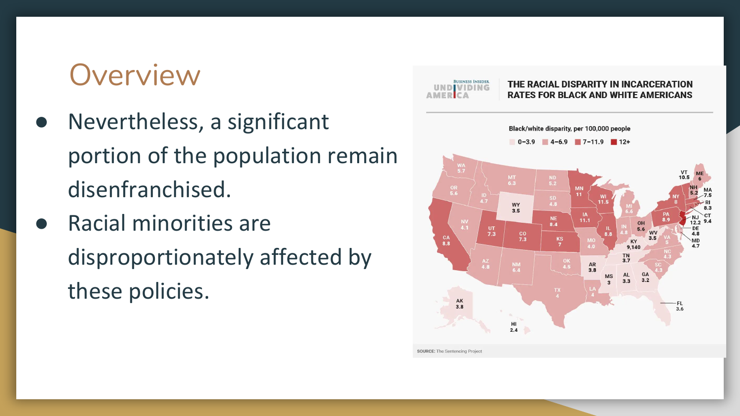# Overview

- Nevertheless, a significant portion of the population remain disenfranchised.
- Racial minorities are disproportionately affected by these policies.

**BUSINESS INSIDER UNDIVIDING AMERICA**

**THE RACIAL DISPARITY IN INCARCERATION RATES FOR BLACK AND WHITE AMERICANS**

Black/white disparity, per 100,000 people

0–3.9 | 4–6.9 | 7–11.9 | 12+

| State | Value |
|---|---|
| WA | 5.7 |
| OR | 5.6 |
| CA | 8.8 |
| ID | 4.7 |
| NV | 4.1 |
| MT | 6.3 |
| WY | 3.5 |
| UT | 7.3 |
| AZ | 4.8 |
| CO | 7.3 |
| NM | 6.4 |
| ND | 5.2 |
| SD | 4.8 |
| NE | 8.4 |
| KS | 7 |
| OK | 4.5 |
| TX | 4 |
| MN | 11 |
| IA | 11.1 |
| MO | 4.0 |
| AR | 3.8 |
| LA | 4 |
| WI | 11.5 |
| IL | 8.8 |
| MI | 6.6 |
| IN | 4.8 |
| OH | 5.6 |
| KY | 9,140 |
| TN | 3.7 |
| MS | 3 |
| AL | 3.3 |
| GA | 3.2 |
| FL | 3.6 |
| SC | 4.3 |
| NC | 4.3 |
| VA | 5 |
| WV | 3.5 |
| PA | 8.9 |
| NY | 8 |
| VT | 10.5 |
| ME | 6 |
| NH | 5.2 |
| MA | 7.5 |
| RI | 8.3 |
| CT | 9.4 |
| NJ | 12.2 |
| DE | 4.8 |
| MD | 4.7 |
| AK | 3.8 |
| HI | 2.4 |

SOURCE: The Sentencing Project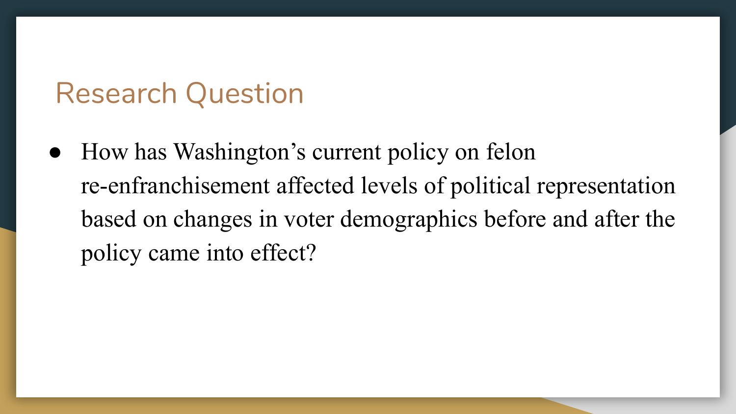# Research Question

- How has Washington's current policy on felon re-enfranchisement affected levels of political representation based on changes in voter demographics before and after the policy came into effect?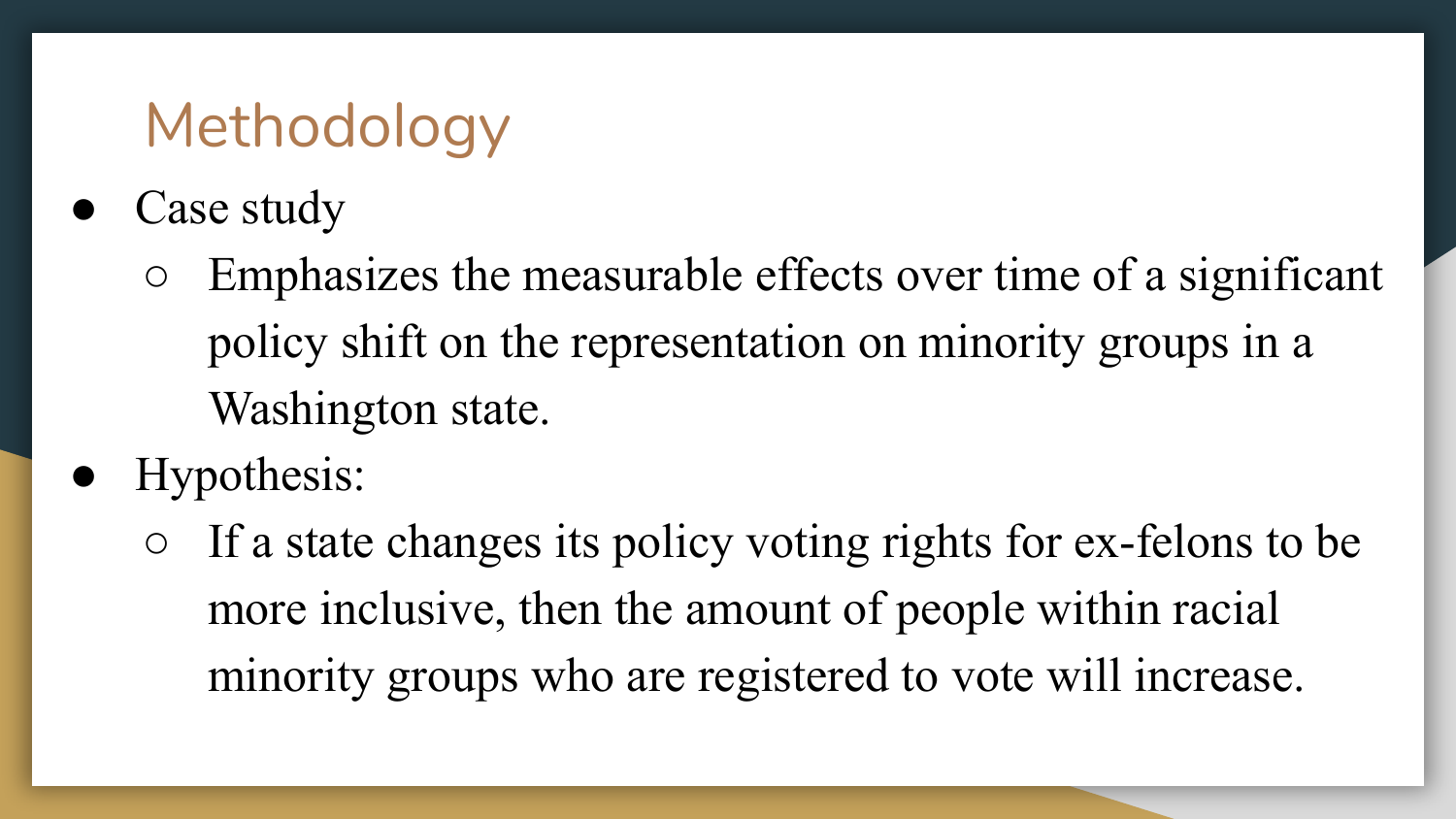# Methodology

- Case study
  - Emphasizes the measurable effects over time of a significant policy shift on the representation on minority groups in a Washington state.
- Hypothesis:
  - If a state changes its policy voting rights for ex-felons to be more inclusive, then the amount of people within racial minority groups who are registered to vote will increase.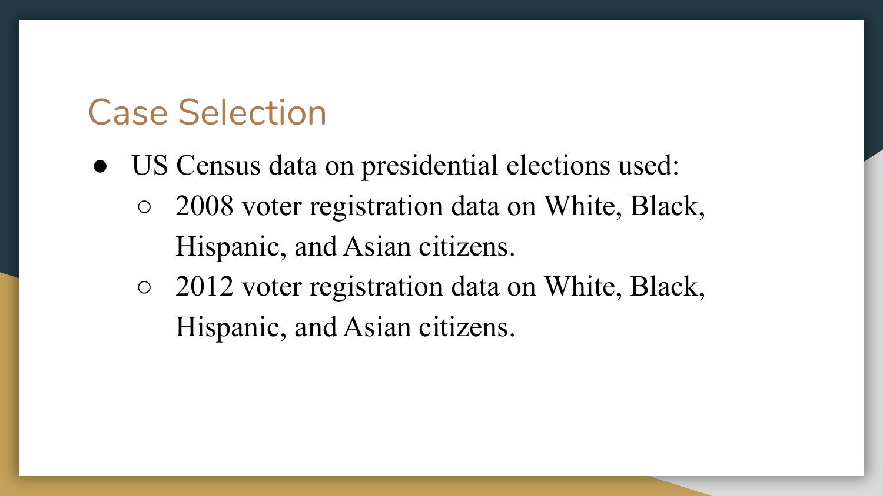## Case Selection

- US Census data on presidential elections used:
  - 2008 voter registration data on White, Black, Hispanic, and Asian citizens.
  - 2012 voter registration data on White, Black, Hispanic, and Asian citizens.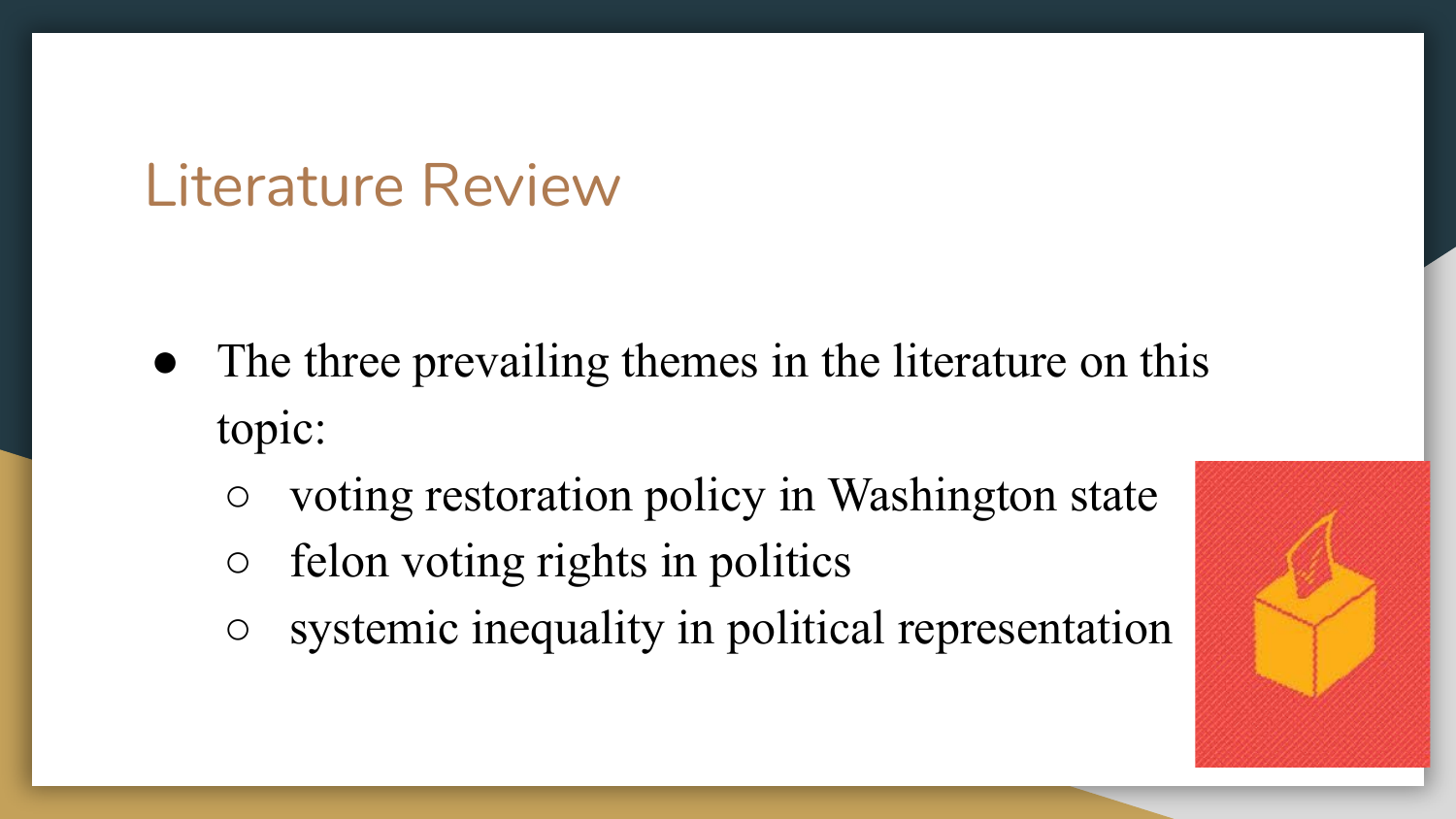# Literature Review

- The three prevailing themes in the literature on this topic:
  - voting restoration policy in Washington state
  - felon voting rights in politics
  - systemic inequality in political representation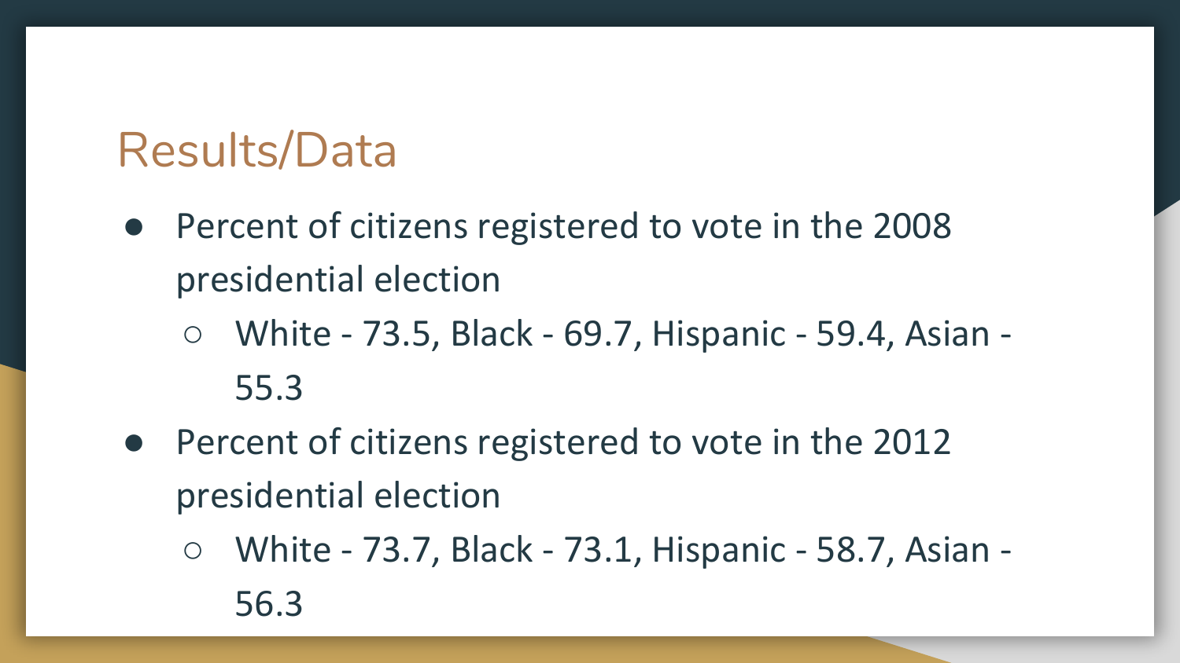## Results/Data

- Percent of citizens registered to vote in the 2008 presidential election
  - White - 73.5, Black - 69.7, Hispanic - 59.4, Asian - 55.3
- Percent of citizens registered to vote in the 2012 presidential election
  - White - 73.7, Black - 73.1, Hispanic - 58.7, Asian - 56.3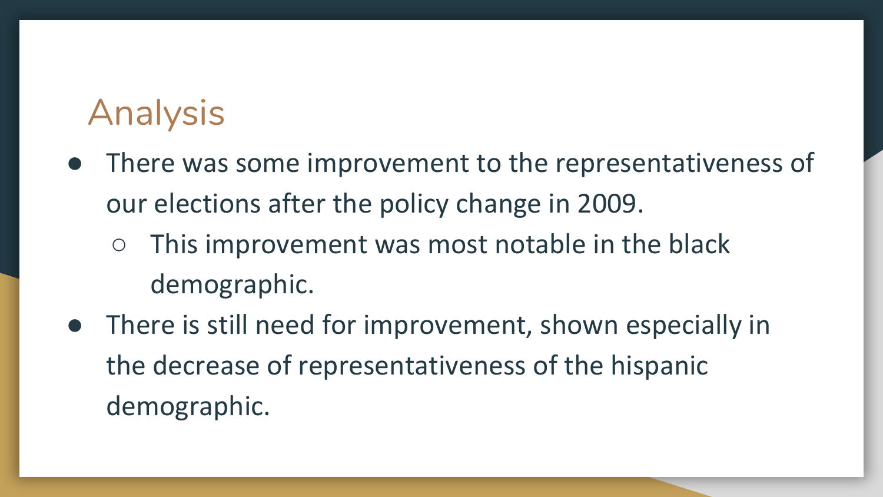# Analysis

- There was some improvement to the representativeness of our elections after the policy change in 2009.
  - This improvement was most notable in the black demographic.
- There is still need for improvement, shown especially in the decrease of representativeness of the hispanic demographic.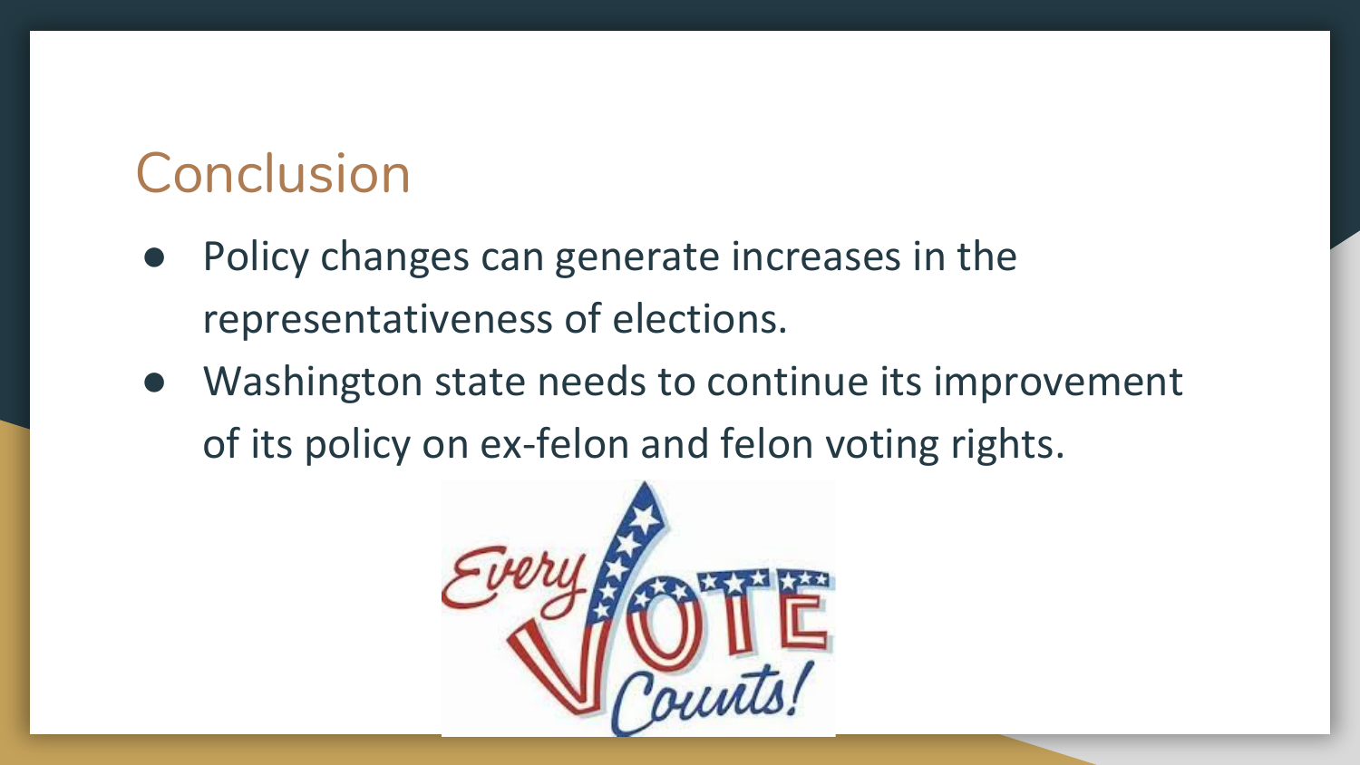# Conclusion

- Policy changes can generate increases in the representativeness of elections.
- Washington state needs to continue its improvement of its policy on ex-felon and felon voting rights.